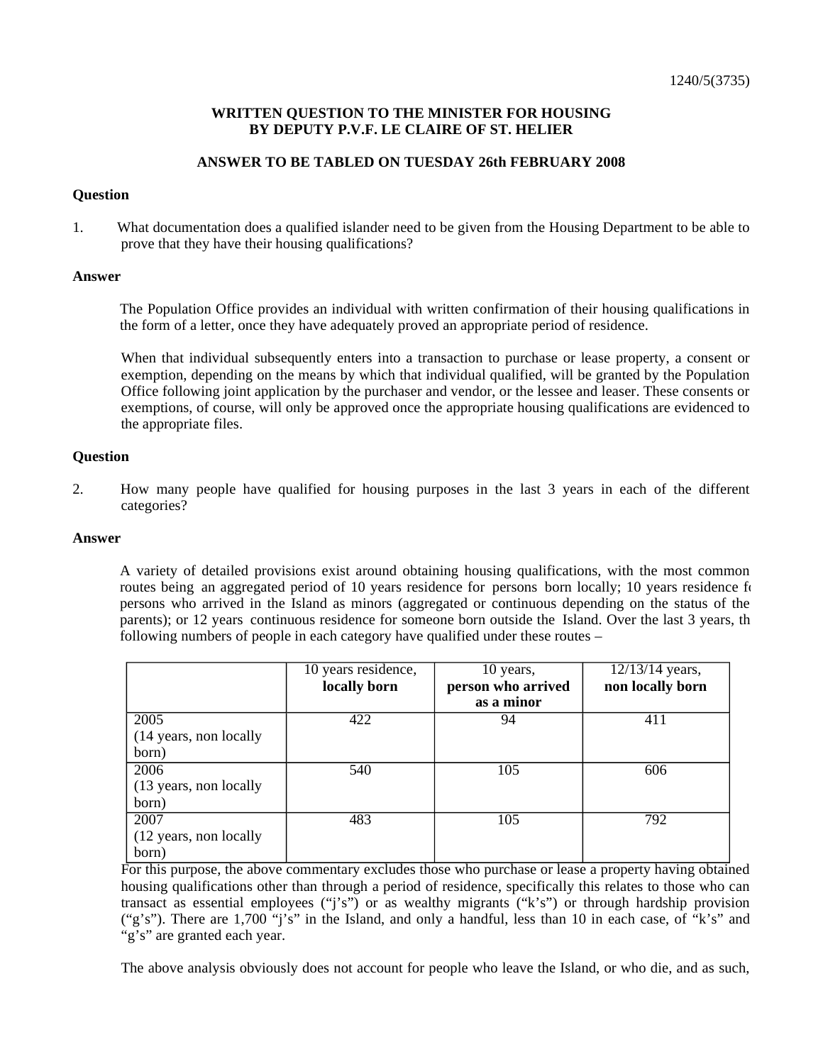1240/5(3735)

**WRITTEN QUESTION TO THE MINISTER FOR HOUSING**
**BY DEPUTY P.V.F. LE CLAIRE OF ST. HELIER**

**ANSWER TO BE TABLED ON TUESDAY 26th FEBRUARY 2008**

**Question**

1. What documentation does a qualified islander need to be given from the Housing Department to be able to prove that they have their housing qualifications?

**Answer**

The Population Office provides an individual with written confirmation of their housing qualifications in the form of a letter, once they have adequately proved an appropriate period of residence.

When that individual subsequently enters into a transaction to purchase or lease property, a consent or exemption, depending on the means by which that individual qualified, will be granted by the Population Office following joint application by the purchaser and vendor, or the lessee and leaser. These consents or exemptions, of course, will only be approved once the appropriate housing qualifications are evidenced to the appropriate files.

**Question**

2. How many people have qualified for housing purposes in the last 3 years in each of the different categories?

**Answer**

A variety of detailed provisions exist around obtaining housing qualifications, with the most common routes being an aggregated period of 10 years residence for persons born locally; 10 years residence fo persons who arrived in the Island as minors (aggregated or continuous depending on the status of the parents); or 12 years continuous residence for someone born outside the Island. Over the last 3 years, th following numbers of people in each category have qualified under these routes –

| | 10 years residence, **locally born** | 10 years, **person who arrived as a minor** | 12/13/14 years, **non locally born** |
|---|---|---|---|
| 2005 (14 years, non locally born) | 422 | 94 | 411 |
| 2006 (13 years, non locally born) | 540 | 105 | 606 |
| 2007 (12 years, non locally born) | 483 | 105 | 792 |

For this purpose, the above commentary excludes those who purchase or lease a property having obtained housing qualifications other than through a period of residence, specifically this relates to those who can transact as essential employees ("j's") or as wealthy migrants ("k's") or through hardship provision ("g's"). There are 1,700 "j's" in the Island, and only a handful, less than 10 in each case, of "k's" and "g's" are granted each year.

The above analysis obviously does not account for people who leave the Island, or who die, and as such,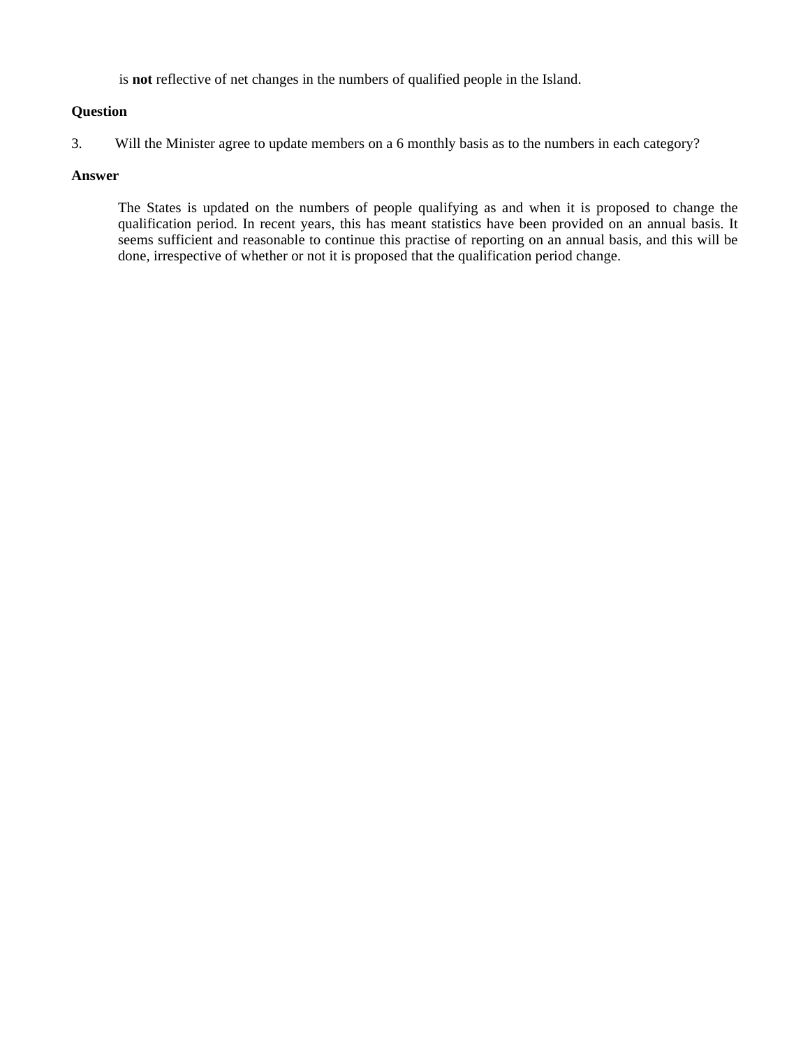is **not** reflective of net changes in the numbers of qualified people in the Island.

**Question**

3. Will the Minister agree to update members on a 6 monthly basis as to the numbers in each category?

**Answer**

The States is updated on the numbers of people qualifying as and when it is proposed to change the qualification period. In recent years, this has meant statistics have been provided on an annual basis. It seems sufficient and reasonable to continue this practise of reporting on an annual basis, and this will be done, irrespective of whether or not it is proposed that the qualification period change.